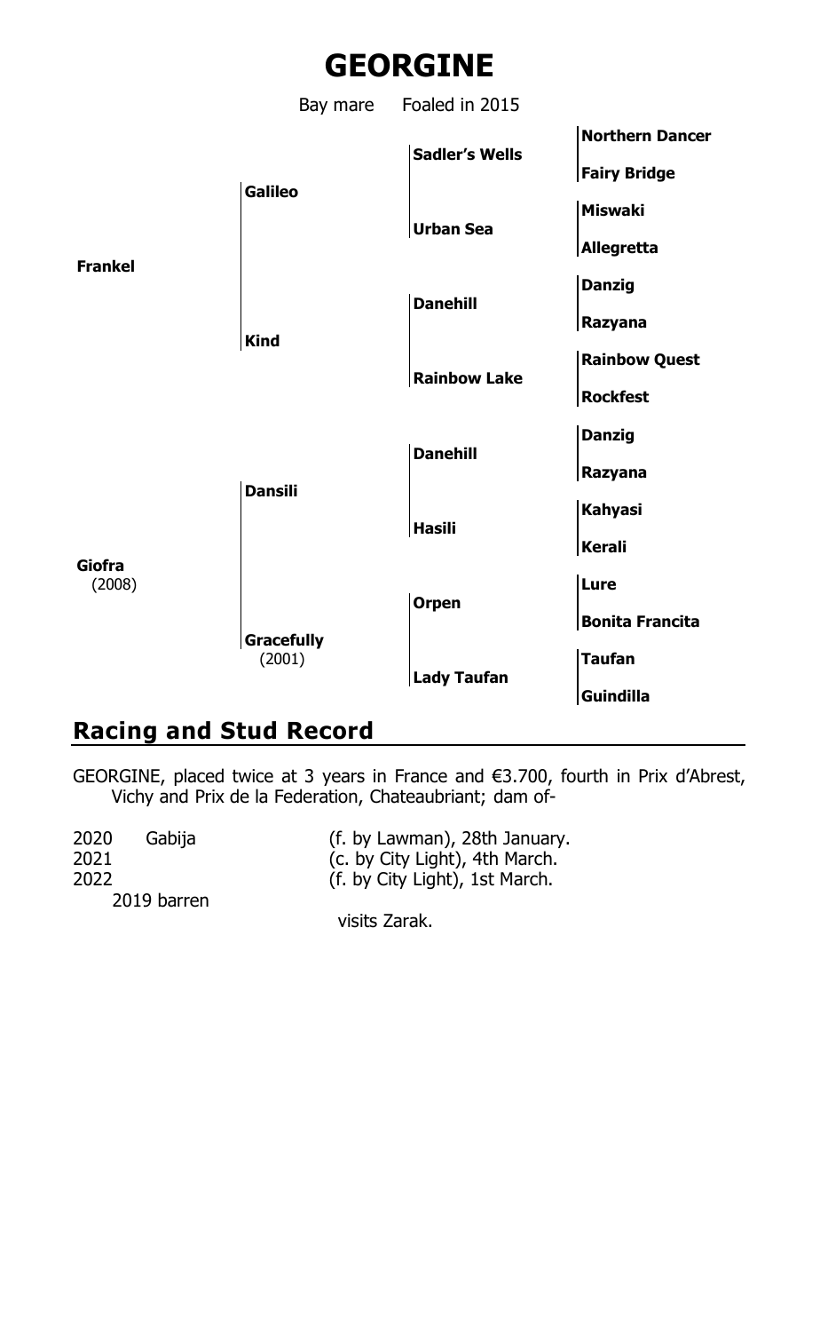# GEORGINE

Bay mare Foaled in 2015

| | | | |
|---|---|---|---|
| **Frankel** | **Galileo** | **Sadler's Wells** | **Northern Dancer** |
| | | | **Fairy Bridge** |
| | | **Urban Sea** | **Miswaki** |
| | | | **Allegretta** |
| | **Kind** | **Danehill** | **Danzig** |
| | | | **Razyana** |
| | | **Rainbow Lake** | **Rainbow Quest** |
| | | | **Rockfest** |
| **Giofra** (2008) | **Dansili** | **Danehill** | **Danzig** |
| | | | **Razyana** |
| | | **Hasili** | **Kahyasi** |
| | | | **Kerali** |
| | **Gracefully** (2001) | **Orpen** | **Lure** |
| | | | **Bonita Francita** |
| | | **Lady Taufan** | **Taufan** |
| | | | **Guindilla** |

## Racing and Stud Record

GEORGINE, placed twice at 3 years in France and €3.700, fourth in Prix d'Abrest, Vichy and Prix de la Federation, Chateaubriant; dam of-

| | | |
|---|---|---|
| 2020 | Gabija | (f. by Lawman), 28th January. |
| 2021 | | (c. by City Light), 4th March. |
| 2022 | | (f. by City Light), 1st March. |
| | 2019 barren | |
| | | visits Zarak. |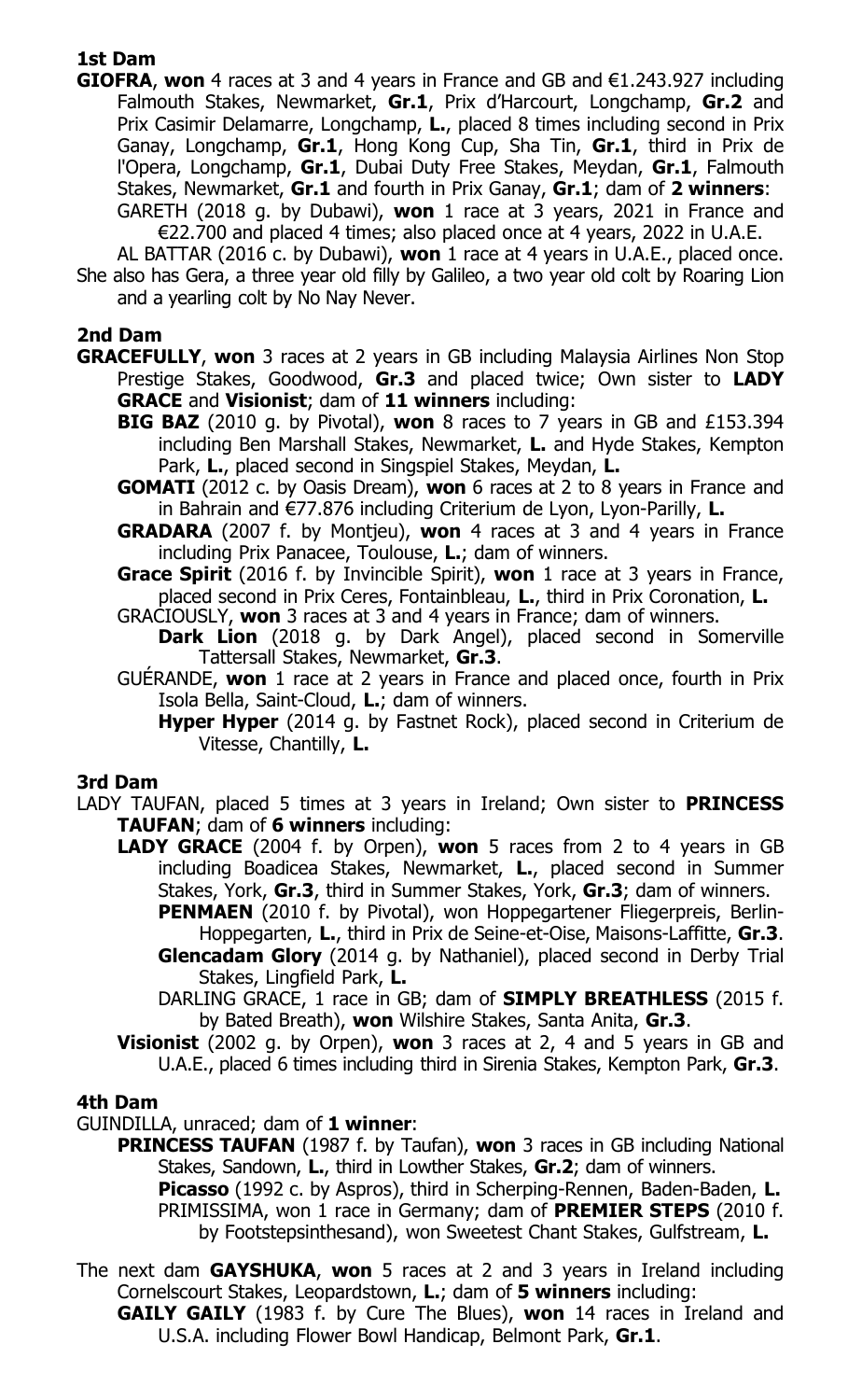## 1st Dam

**GIOFRA**, **won** 4 races at 3 and 4 years in France and GB and €1.243.927 including Falmouth Stakes, Newmarket, **Gr.1**, Prix d'Harcourt, Longchamp, **Gr.2** and Prix Casimir Delamarre, Longchamp, **L.**, placed 8 times including second in Prix Ganay, Longchamp, **Gr.1**, Hong Kong Cup, Sha Tin, **Gr.1**, third in Prix de l'Opera, Longchamp, **Gr.1**, Dubai Duty Free Stakes, Meydan, **Gr.1**, Falmouth Stakes, Newmarket, **Gr.1** and fourth in Prix Ganay, **Gr.1**; dam of **2 winners**:

GARETH (2018 g. by Dubawi), **won** 1 race at 3 years, 2021 in France and €22.700 and placed 4 times; also placed once at 4 years, 2022 in U.A.E.

AL BATTAR (2016 c. by Dubawi), **won** 1 race at 4 years in U.A.E., placed once.

She also has Gera, a three year old filly by Galileo, a two year old colt by Roaring Lion and a yearling colt by No Nay Never.

## 2nd Dam

**GRACEFULLY**, **won** 3 races at 2 years in GB including Malaysia Airlines Non Stop Prestige Stakes, Goodwood, **Gr.3** and placed twice; Own sister to **LADY GRACE** and **Visionist**; dam of **11 winners** including:

**BIG BAZ** (2010 g. by Pivotal), **won** 8 races to 7 years in GB and £153.394 including Ben Marshall Stakes, Newmarket, **L.** and Hyde Stakes, Kempton Park, **L.**, placed second in Singspiel Stakes, Meydan, **L.**

**GOMATI** (2012 c. by Oasis Dream), **won** 6 races at 2 to 8 years in France and in Bahrain and €77.876 including Criterium de Lyon, Lyon-Parilly, **L.**

**GRADARA** (2007 f. by Montjeu), **won** 4 races at 3 and 4 years in France including Prix Panacee, Toulouse, **L.**; dam of winners.

**Grace Spirit** (2016 f. by Invincible Spirit), **won** 1 race at 3 years in France, placed second in Prix Ceres, Fontainbleau, **L.**, third in Prix Coronation, **L.**

GRACIOUSLY, **won** 3 races at 3 and 4 years in France; dam of winners.

**Dark Lion** (2018 g. by Dark Angel), placed second in Somerville Tattersall Stakes, Newmarket, **Gr.3**.

GUÉRANDE, **won** 1 race at 2 years in France and placed once, fourth in Prix Isola Bella, Saint-Cloud, **L.**; dam of winners.

**Hyper Hyper** (2014 g. by Fastnet Rock), placed second in Criterium de Vitesse, Chantilly, **L.**

## 3rd Dam

LADY TAUFAN, placed 5 times at 3 years in Ireland; Own sister to **PRINCESS TAUFAN**; dam of **6 winners** including:

**LADY GRACE** (2004 f. by Orpen), **won** 5 races from 2 to 4 years in GB including Boadicea Stakes, Newmarket, **L.**, placed second in Summer Stakes, York, **Gr.3**, third in Summer Stakes, York, **Gr.3**; dam of winners.

**PENMAEN** (2010 f. by Pivotal), won Hoppegartener Fliegerpreis, Berlin-Hoppegarten, **L.**, third in Prix de Seine-et-Oise, Maisons-Laffitte, **Gr.3**.

**Glencadam Glory** (2014 g. by Nathaniel), placed second in Derby Trial Stakes, Lingfield Park, **L.**

DARLING GRACE, 1 race in GB; dam of **SIMPLY BREATHLESS** (2015 f. by Bated Breath), **won** Wilshire Stakes, Santa Anita, **Gr.3**.

**Visionist** (2002 g. by Orpen), **won** 3 races at 2, 4 and 5 years in GB and U.A.E., placed 6 times including third in Sirenia Stakes, Kempton Park, **Gr.3**.

## 4th Dam

GUINDILLA, unraced; dam of **1 winner**:

**PRINCESS TAUFAN** (1987 f. by Taufan), **won** 3 races in GB including National Stakes, Sandown, **L.**, third in Lowther Stakes, **Gr.2**; dam of winners.

**Picasso** (1992 c. by Aspros), third in Scherping-Rennen, Baden-Baden, **L.**

PRIMISSIMA, won 1 race in Germany; dam of **PREMIER STEPS** (2010 f. by Footstepsinthesand), won Sweetest Chant Stakes, Gulfstream, **L.**

The next dam **GAYSHUKA**, **won** 5 races at 2 and 3 years in Ireland including Cornelscourt Stakes, Leopardstown, **L.**; dam of **5 winners** including:

**GAILY GAILY** (1983 f. by Cure The Blues), **won** 14 races in Ireland and U.S.A. including Flower Bowl Handicap, Belmont Park, **Gr.1**.